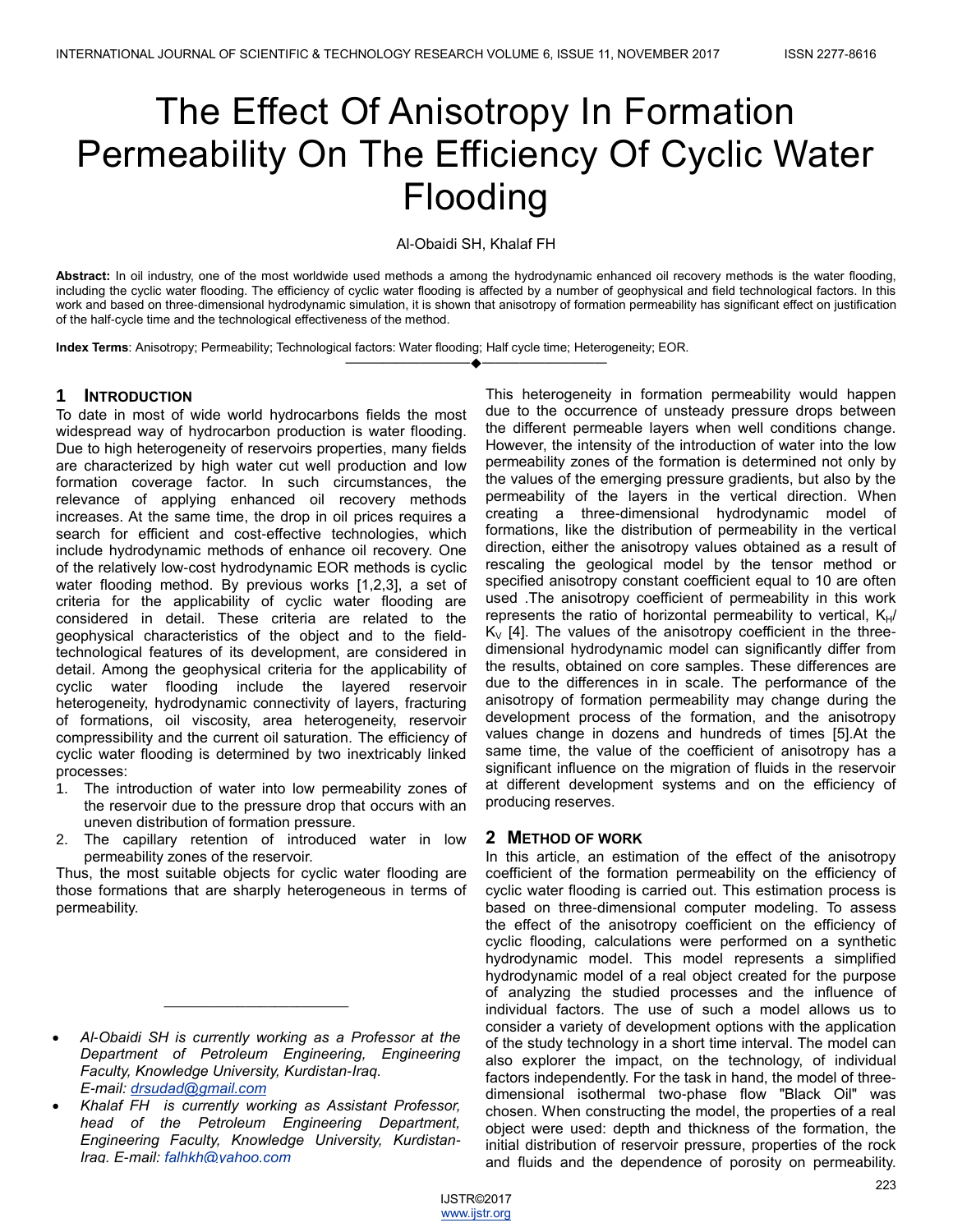# The Effect Of Anisotropy In Formation Permeability On The Efficiency Of Cyclic Water Flooding

Al-Obaidi SH, Khalaf FH

**Abstract:** In oil industry, one of the most worldwide used methods a among the hydrodynamic enhanced oil recovery methods is the water flooding, including the cyclic water flooding. The efficiency of cyclic water flooding is affected by a number of geophysical and field technological factors. In this work and based on three-dimensional hydrodynamic simulation, it is shown that anisotropy of formation permeability has significant effect on justification of the half-cycle time and the technological effectiveness of the method.

**Index Terms**: Anisotropy; Permeability; Technological factors: Water flooding; Half cycle time; Heterogeneity; EOR.

## 1 Introduction

To date in most of wide world hydrocarbons fields the most widespread way of hydrocarbon production is water flooding. Due to high heterogeneity of reservoirs properties, many fields are characterized by high water cut well production and low formation coverage factor. In such circumstances, the relevance of applying enhanced oil recovery methods increases. At the same time, the drop in oil prices requires a search for efficient and cost-effective technologies, which include hydrodynamic methods of enhance oil recovery. One of the relatively low-cost hydrodynamic EOR methods is cyclic water flooding method. By previous works [1,2,3], a set of criteria for the applicability of cyclic water flooding are considered in detail. These criteria are related to the geophysical characteristics of the object and to the field-technological features of its development, are considered in detail. Among the geophysical criteria for the applicability of cyclic water flooding include the layered reservoir heterogeneity, hydrodynamic connectivity of layers, fracturing of formations, oil viscosity, area heterogeneity, reservoir compressibility and the current oil saturation. The efficiency of cyclic water flooding is determined by two inextricably linked processes:

1. The introduction of water into low permeability zones of the reservoir due to the pressure drop that occurs with an uneven distribution of formation pressure.
2. The capillary retention of introduced water in low permeability zones of the reservoir.

Thus, the most suitable objects for cyclic water flooding are those formations that are sharply heterogeneous in terms of permeability.

This heterogeneity in formation permeability would happen due to the occurrence of unsteady pressure drops between the different permeable layers when well conditions change. However, the intensity of the introduction of water into the low permeability zones of the formation is determined not only by the values of the emerging pressure gradients, but also by the permeability of the layers in the vertical direction. When creating a three-dimensional hydrodynamic model of formations, like the distribution of permeability in the vertical direction, either the anisotropy values obtained as a result of rescaling the geological model by the tensor method or specified anisotropy constant coefficient equal to 10 are often used .The anisotropy coefficient of permeability in this work represents the ratio of horizontal permeability to vertical, $K_H/K_V$ [4]. The values of the anisotropy coefficient in the three-dimensional hydrodynamic model can significantly differ from the results, obtained on core samples. These differences are due to the differences in in scale. The performance of the anisotropy of formation permeability may change during the development process of the formation, and the anisotropy values change in dozens and hundreds of times [5].At the same time, the value of the coefficient of anisotropy has a significant influence on the migration of fluids in the reservoir at different development systems and on the efficiency of producing reserves.

## 2 Method of Work

In this article, an estimation of the effect of the anisotropy coefficient of the formation permeability on the efficiency of cyclic water flooding is carried out. This estimation process is based on three-dimensional computer modeling. To assess the effect of the anisotropy coefficient on the efficiency of cyclic flooding, calculations were performed on a synthetic hydrodynamic model. This model represents a simplified hydrodynamic model of a real object created for the purpose of analyzing the studied processes and the influence of individual factors. The use of such a model allows us to consider a variety of development options with the application of the study technology in a short time interval. The model can also explorer the impact, on the technology, of individual factors independently. For the task in hand, the model of three-dimensional isothermal two-phase flow "Black Oil" was chosen. When constructing the model, the properties of a real object were used: depth and thickness of the formation, the initial distribution of reservoir pressure, properties of the rock and fluids and the dependence of porosity on permeability.

---

- *Al-Obaidi SH is currently working as a Professor at the Department of Petroleum Engineering, Engineering Faculty, Knowledge University, Kurdistan-Iraq. E-mail: drsudad@gmail.com*
- *Khalaf FH is currently working as Assistant Professor, head of the Petroleum Engineering Department, Engineering Faculty, Knowledge University, Kurdistan-Iraq. E-mail: falhkh@yahoo.com*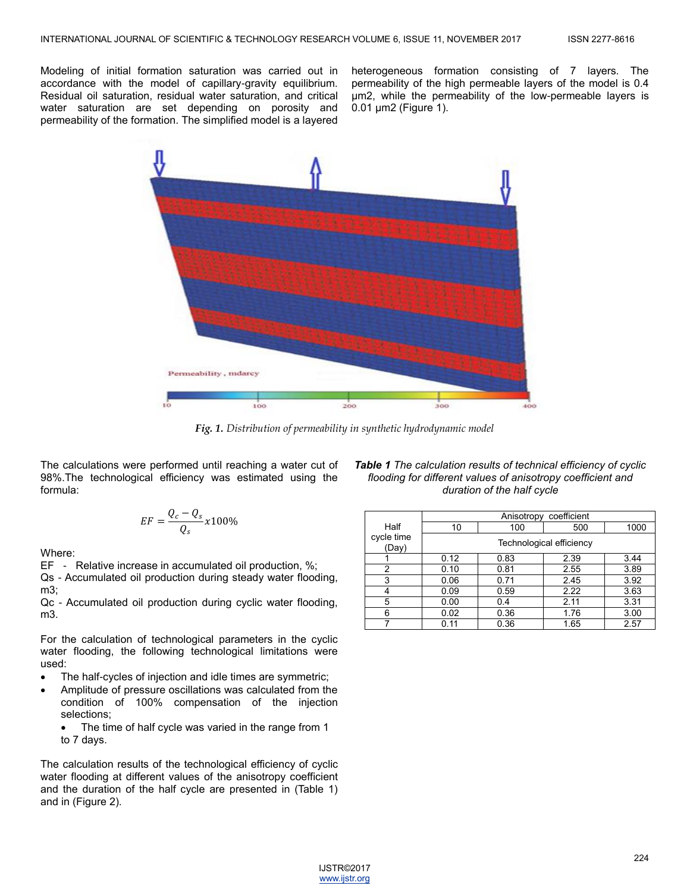Modeling of initial formation saturation was carried out in accordance with the model of capillary-gravity equilibrium. Residual oil saturation, residual water saturation, and critical water saturation are set depending on porosity and permeability of the formation. The simplified model is a layered heterogeneous formation consisting of 7 layers. The permeability of the high permeable layers of the model is 0.4 μm2, while the permeability of the low-permeable layers is 0.01 μm2 (Figure 1).

***Fig. 1.*** *Distribution of permeability in synthetic hydrodynamic model*

The calculations were performed until reaching a water cut of 98%.The technological efficiency was estimated using the formula:

$$EF = \frac{Q_c - Q_s}{Q_s} x100\%$$

Where:

EF - Relative increase in accumulated oil production, %;
Qs - Accumulated oil production during steady water flooding, m3;
Qc - Accumulated oil production during cyclic water flooding, m3.

For the calculation of technological parameters in the cyclic water flooding, the following technological limitations were used:

- The half-cycles of injection and idle times are symmetric;
- Amplitude of pressure oscillations was calculated from the condition of 100% compensation of the injection selections;
  - The time of half cycle was varied in the range from 1 to 7 days.

The calculation results of the technological efficiency of cyclic water flooding at different values of the anisotropy coefficient and the duration of the half cycle are presented in (Table 1) and in (Figure 2).

***Table 1*** *The calculation results of technical efficiency of cyclic flooding for different values of anisotropy coefficient and duration of the half cycle*

| Half cycle time (Day) | Anisotropy coefficient | | | |
|---|---|---|---|---|
| | 10 | 100 | 500 | 1000 |
| | Technological efficiency | | | |
| 1 | 0.12 | 0.83 | 2.39 | 3.44 |
| 2 | 0.10 | 0.81 | 2.55 | 3.89 |
| 3 | 0.06 | 0.71 | 2.45 | 3.92 |
| 4 | 0.09 | 0.59 | 2.22 | 3.63 |
| 5 | 0.00 | 0.4 | 2.11 | 3.31 |
| 6 | 0.02 | 0.36 | 1.76 | 3.00 |
| 7 | 0.11 | 0.36 | 1.65 | 2.57 |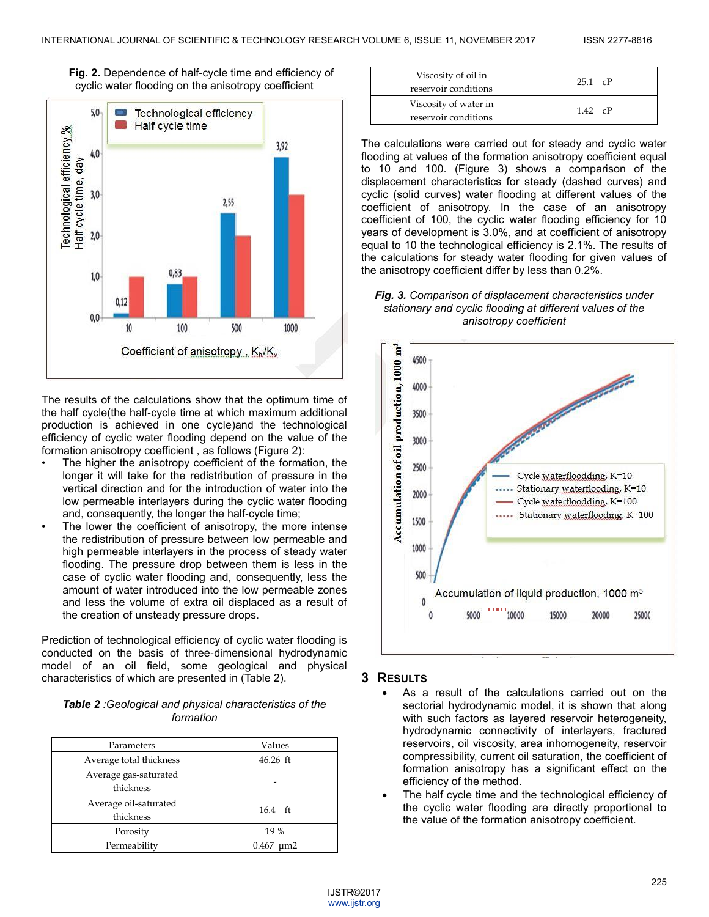**Fig. 2.** Dependence of half-cycle time and efficiency of cyclic water flooding on the anisotropy coefficient

The results of the calculations show that the optimum time of the half cycle(the half-cycle time at which maximum additional production is achieved in one cycle)and the technological efficiency of cyclic water flooding depend on the value of the formation anisotropy coefficient , as follows (Figure 2):

- The higher the anisotropy coefficient of the formation, the longer it will take for the redistribution of pressure in the vertical direction and for the introduction of water into the low permeable interlayers during the cyclic water flooding and, consequently, the longer the half-cycle time;
- The lower the coefficient of anisotropy, the more intense the redistribution of pressure between low permeable and high permeable interlayers in the process of steady water flooding. The pressure drop between them is less in the case of cyclic water flooding and, consequently, less the amount of water introduced into the low permeable zones and less the volume of extra oil displaced as a result of the creation of unsteady pressure drops.

Prediction of technological efficiency of cyclic water flooding is conducted on the basis of three-dimensional hydrodynamic model of an oil field, some geological and physical characteristics of which are presented in (Table 2).

*Table 2 :Geological and physical characteristics of the formation*

| Parameters | Values |
|---|---|
| Average total thickness | 46.26 ft |
| Average gas-saturated thickness | - |
| Average oil-saturated thickness | 16.4 ft |
| Porosity | 19 % |
| Permeability | 0.467 μm2 |
| Viscosity of oil in reservoir conditions | 25.1 cP |
| Viscosity of water in reservoir conditions | 1.42 cP |

The calculations were carried out for steady and cyclic water flooding at values of the formation anisotropy coefficient equal to 10 and 100. (Figure 3) shows a comparison of the displacement characteristics for steady (dashed curves) and cyclic (solid curves) water flooding at different values of the coefficient of anisotropy. In the case of an anisotropy coefficient of 100, the cyclic water flooding efficiency for 10 years of development is 3.0%, and at coefficient of anisotropy equal to 10 the technological efficiency is 2.1%. The results of the calculations for steady water flooding for given values of the anisotropy coefficient differ by less than 0.2%.

***Fig. 3.*** *Comparison of displacement characteristics under stationary and cyclic flooding at different values of the anisotropy coefficient*

## 3 RESULTS

- As a result of the calculations carried out on the sectorial hydrodynamic model, it is shown that along with such factors as layered reservoir heterogeneity, hydrodynamic connectivity of interlayers, fractured reservoirs, oil viscosity, area inhomogeneity, reservoir compressibility, current oil saturation, the coefficient of formation anisotropy has a significant effect on the efficiency of the method.
- The half cycle time and the technological efficiency of the cyclic water flooding are directly proportional to the value of the formation anisotropy coefficient.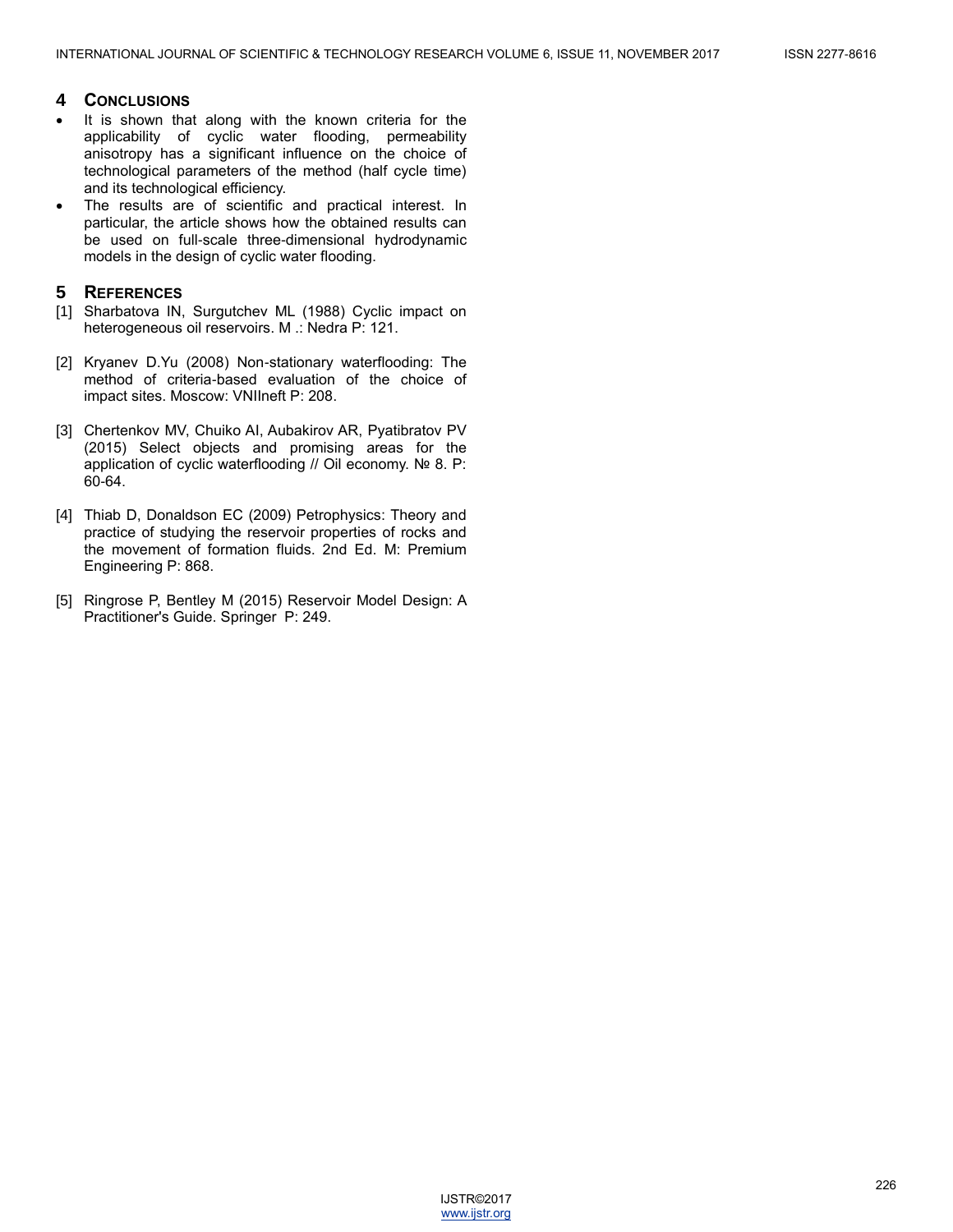## 4 Conclusions

- It is shown that along with the known criteria for the applicability of cyclic water flooding, permeability anisotropy has a significant influence on the choice of technological parameters of the method (half cycle time) and its technological efficiency.
- The results are of scientific and practical interest. In particular, the article shows how the obtained results can be used on full-scale three-dimensional hydrodynamic models in the design of cyclic water flooding.

## 5 References

[1] Sharbatova IN, Surgutchev ML (1988) Cyclic impact on heterogeneous oil reservoirs. M .: Nedra P: 121.

[2] Kryanev D.Yu (2008) Non-stationary waterflooding: The method of criteria-based evaluation of the choice of impact sites. Moscow: VNIIneft P: 208.

[3] Chertenkov MV, Chuiko AI, Aubakirov AR, Pyatibratov PV (2015) Select objects and promising areas for the application of cyclic waterflooding // Oil economy. № 8. P: 60-64.

[4] Thiab D, Donaldson EC (2009) Petrophysics: Theory and practice of studying the reservoir properties of rocks and the movement of formation fluids. 2nd Ed. M: Premium Engineering P: 868.

[5] Ringrose P, Bentley M (2015) Reservoir Model Design: A Practitioner's Guide. Springer P: 249.